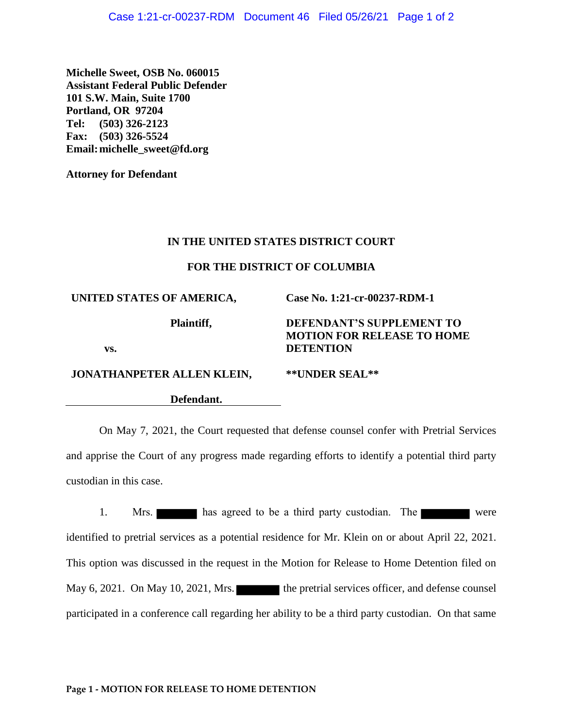**Michelle Sweet, OSB No. 060015**
**Assistant Federal Public Defender**
**101 S.W. Main, Suite 1700**
**Portland, OR 97204**
**Tel: (503) 326-2123**
**Fax: (503) 326-5524**
**Email: michelle_sweet@fd.org**

**Attorney for Defendant**

**IN THE UNITED STATES DISTRICT COURT**

**FOR THE DISTRICT OF COLUMBIA**

| | |
|---|---|
| **UNITED STATES OF AMERICA,** | **Case No. 1:21-cr-00237-RDM-1** |
| **Plaintiff,** | **DEFENDANT'S SUPPLEMENT TO MOTION FOR RELEASE TO HOME DETENTION** |
| **vs.** | |
| **JONATHANPETER ALLEN KLEIN,** | **\*\*UNDER SEAL\*\*** |
| **Defendant.** | |

On May 7, 2021, the Court requested that defense counsel confer with Pretrial Services and apprise the Court of any progress made regarding efforts to identify a potential third party custodian in this case.

1. Mrs. [REDACTED] has agreed to be a third party custodian. The [REDACTED] were identified to pretrial services as a potential residence for Mr. Klein on or about April 22, 2021. This option was discussed in the request in the Motion for Release to Home Detention filed on May 6, 2021. On May 10, 2021, Mrs. [REDACTED] the pretrial services officer, and defense counsel participated in a conference call regarding her ability to be a third party custodian. On that same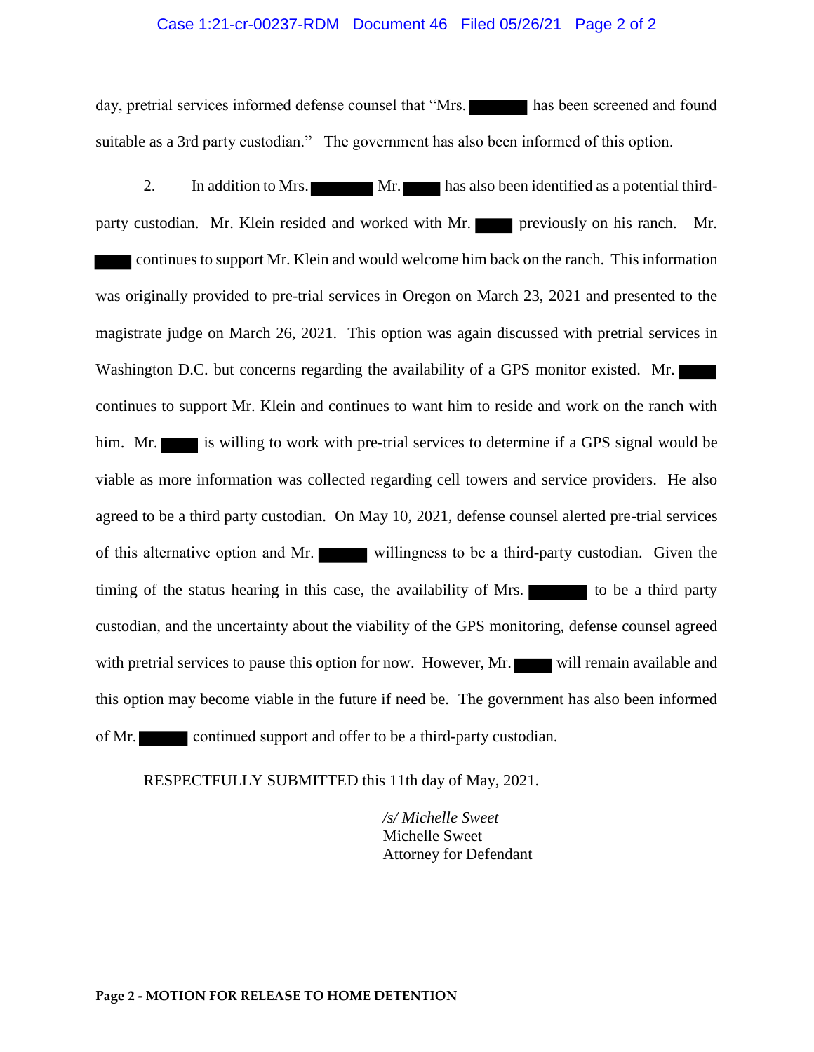day, pretrial services informed defense counsel that "Mrs. ███ has been screened and found suitable as a 3rd party custodian." The government has also been informed of this option.

2. In addition to Mrs. ███ Mr. ███ has also been identified as a potential third-party custodian. Mr. Klein resided and worked with Mr. ███ previously on his ranch. Mr. ███ continues to support Mr. Klein and would welcome him back on the ranch. This information was originally provided to pre-trial services in Oregon on March 23, 2021 and presented to the magistrate judge on March 26, 2021. This option was again discussed with pretrial services in Washington D.C. but concerns regarding the availability of a GPS monitor existed. Mr. ███ continues to support Mr. Klein and continues to want him to reside and work on the ranch with him. Mr. ███ is willing to work with pre-trial services to determine if a GPS signal would be viable as more information was collected regarding cell towers and service providers. He also agreed to be a third party custodian. On May 10, 2021, defense counsel alerted pre-trial services of this alternative option and Mr. ███ willingness to be a third-party custodian. Given the timing of the status hearing in this case, the availability of Mrs. ███ to be a third party custodian, and the uncertainty about the viability of the GPS monitoring, defense counsel agreed with pretrial services to pause this option for now. However, Mr. ███ will remain available and this option may become viable in the future if need be. The government has also been informed of Mr. ███ continued support and offer to be a third-party custodian.

RESPECTFULLY SUBMITTED this 11th day of May, 2021.

*/s/ Michelle Sweet*
Michelle Sweet
Attorney for Defendant

**Page 2 - MOTION FOR RELEASE TO HOME DETENTION**